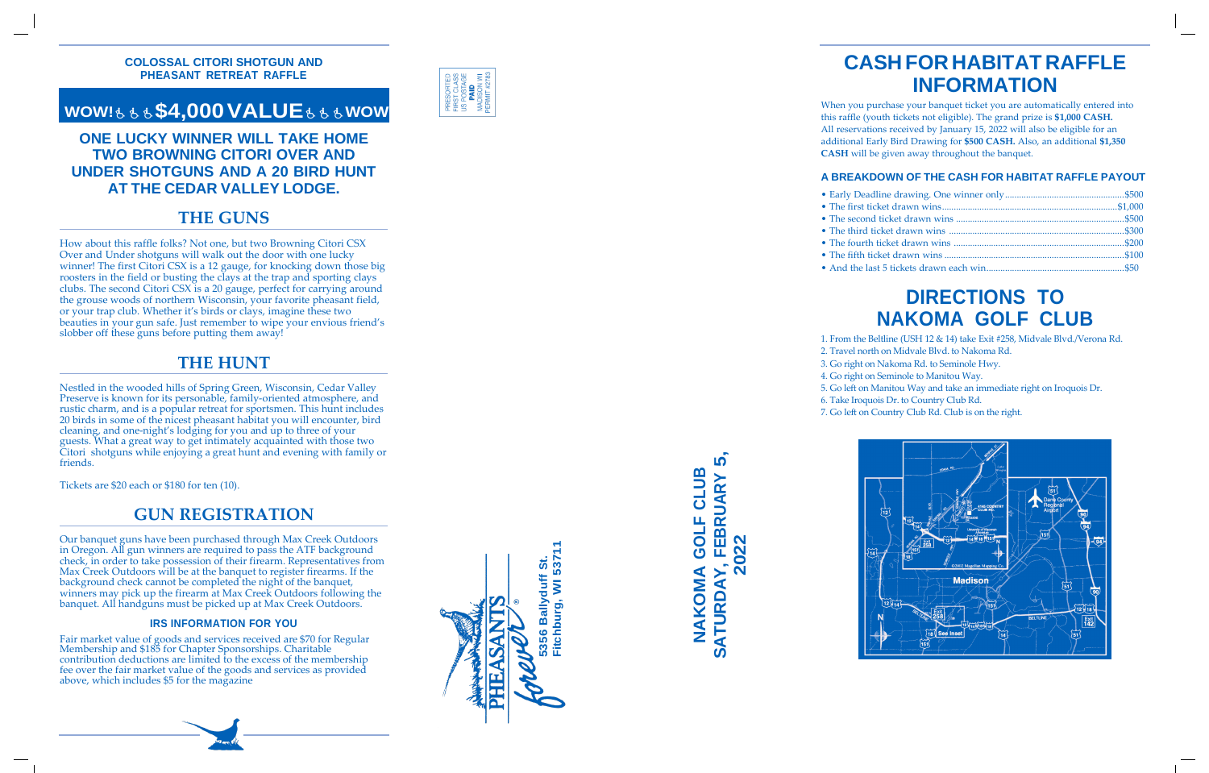### COLOSSAL CITORI SHOTGUN AND PHEASANT RETREAT RAFFLE

## WOW! $4,000 VALUE WOW

### ONE LUCKY WINNER WILL TAKE HOME TWO BROWNING CITORI OVER AND UNDER SHOTGUNS AND A 20 BIRD HUNT AT THE CEDAR VALLEY LODGE.

## THE GUNS

How about this raffle folks? Not one, but two Browning Citori CSX Over and Under shotguns will walk out the door with one lucky winner! The first Citori CSX is a 12 gauge, for knocking down those big roosters in the field or busting the clays at the trap and sporting clays clubs. The second Citori CSX is a 20 gauge, perfect for carrying around the grouse woods of northern Wisconsin, your favorite pheasant field, or your trap club. Whether it's birds or clays, imagine these two beauties in your gun safe. Just remember to wipe your envious friend's slobber off these guns before putting them away!

## THE HUNT

Nestled in the wooded hills of Spring Green, Wisconsin, Cedar Valley Preserve is known for its personable, family-oriented atmosphere, and rustic charm, and is a popular retreat for sportsmen. This hunt includes 20 birds in some of the nicest pheasant habitat you will encounter, bird cleaning, and one-night's lodging for you and up to three of your guests. What a great way to get intimately acquainted with those two Citori shotguns while enjoying a great hunt and evening with family or friends.

Tickets are $20 each or $180 for ten (10).

## GUN REGISTRATION

Our banquet guns have been purchased through Max Creek Outdoors in Oregon. All gun winners are required to pass the ATF background check, in order to take possession of their firearm. Representatives from Max Creek Outdoors will be at the banquet to register firearms. If the background check cannot be completed the night of the banquet, winners may pick up the firearm at Max Creek Outdoors following the banquet. All handguns must be picked up at Max Creek Outdoors.

### IRS INFORMATION FOR YOU

Fair market value of goods and services received are $70 for Regular Membership and $185 for Chapter Sponsorships. Charitable contribution deductions are limited to the excess of the membership fee over the fair market value of the goods and services as provided above, which includes $5 for the magazine

PRESORTED FIRST CLASS US POSTAGE **PAID** MADISON WI PERMIT #2783

PHEASANTS forever®
5356 Ballyduff St.
Fitchburg, WI 53711

**NAKOMA GOLF CLUB**
**SATURDAY, FEBRUARY 5, 2022**

# CASH FOR HABITAT RAFFLE INFORMATION

When you purchase your banquet ticket you are automatically entered into this raffle (youth tickets not eligible). The grand prize is **$1,000 CASH.** All reservations received by January 15, 2022 will also be eligible for an additional Early Bird Drawing for **$500 CASH.** Also, an additional **$1,350 CASH** will be given away throughout the banquet.

### A BREAKDOWN OF THE CASH FOR HABITAT RAFFLE PAYOUT

- Early Deadline drawing. One winner only....$500
- The first ticket drawn wins....$1,000
- The second ticket drawn wins....$500
- The third ticket drawn wins....$300
- The fourth ticket drawn wins....$200
- The fifth ticket drawn wins....$100
- And the last 5 tickets drawn each win....$50

# DIRECTIONS TO NAKOMA GOLF CLUB

1. From the Beltline (USH 12 & 14) take Exit #258, Midvale Blvd./Verona Rd.
2. Travel north on Midvale Blvd. to Nakoma Rd.
3. Go right on Nakoma Rd. to Seminole Hwy.
4. Go right on Seminole to Manitou Way.
5. Go left on Manitou Way and take an immediate right on Iroquois Dr.
6. Take Iroquois Dr. to Country Club Rd.
7. Go left on Country Club Rd. Club is on the right.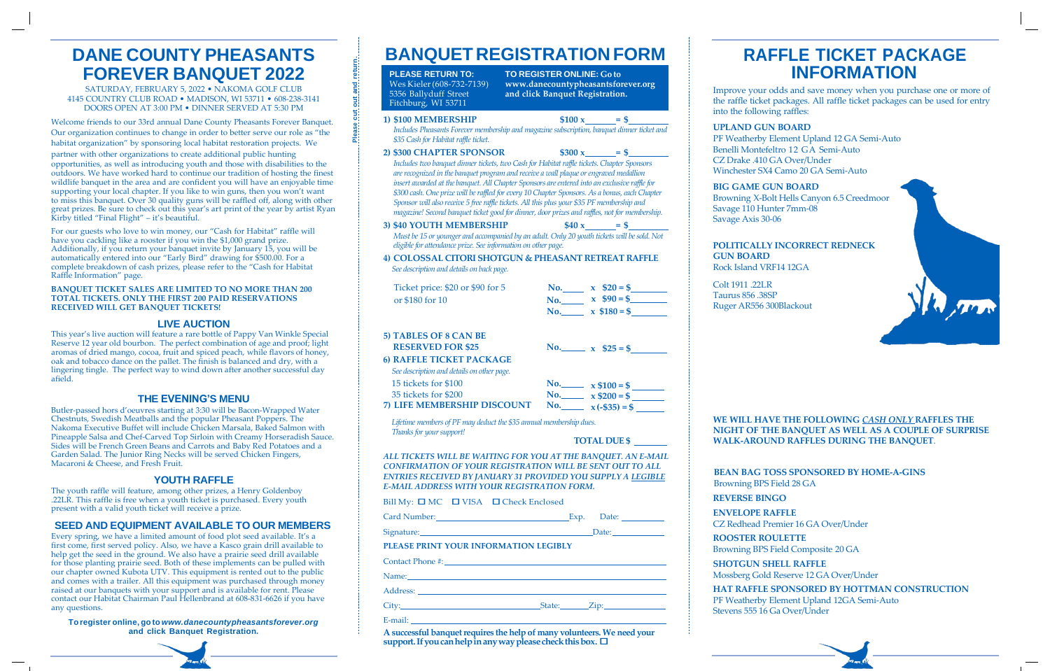# DANE COUNTY PHEASANTS FOREVER BANQUET 2022

SATURDAY, FEBRUARY 5, 2022 • NAKOMA GOLF CLUB
4145 COUNTRY CLUB ROAD • MADISON, WI 53711 • 608-238-3141
DOORS OPEN AT 3:00 PM • DINNER SERVED AT 5:30 PM

Welcome friends to our 33rd annual Dane County Pheasants Forever Banquet. Our organization continues to change in order to better serve our role as "the habitat organization" by sponsoring local habitat restoration projects. We partner with other organizations to create additional public hunting opportunities, as well as introducing youth and those with disabilities to the outdoors. We have worked hard to continue our tradition of hosting the finest wildlife banquet in the area and are confident you will have an enjoyable time supporting your local chapter. If you like to win guns, then you won't want to miss this banquet. Over 30 quality guns will be raffled off, along with other great prizes. Be sure to check out this year's art print of the year by artist Ryan Kirby titled "Final Flight" – it's beautiful.

For our guests who love to win money, our "Cash for Habitat" raffle will have you cackling like a rooster if you win the $1,000 grand prize. Additionally, if you return your banquet invite by January 15, you will be automatically entered into our "Early Bird" drawing for $500.00. For a complete breakdown of cash prizes, please refer to the "Cash for Habitat Raffle Information" page.

**BANQUET TICKET SALES ARE LIMITED TO NO MORE THAN 200 TOTAL TICKETS. ONLY THE FIRST 200 PAID RESERVATIONS RECEIVED WILL GET BANQUET TICKETS!**

## LIVE AUCTION

This year's live auction will feature a rare bottle of Pappy Van Winkle Special Reserve 12 year old bourbon. The perfect combination of age and proof; light aromas of dried mango, cocoa, fruit and spiced peach, while flavors of honey, oak and tobacco dance on the pallet. The finish is balanced and dry, with a lingering tingle. The perfect way to wind down after another successful day afield.

## THE EVENING'S MENU

Butler-passed hors d'oeuvres starting at 3:30 will be Bacon-Wrapped Water Chestnuts, Swedish Meatballs and the popular Pheasant Poppers. The Nakoma Executive Buffet will include Chicken Marsala, Baked Salmon with Pineapple Salsa and Chef-Carved Top Sirloin with Creamy Horseradish Sauce. Sides will be French Green Beans and Carrots and Baby Red Potatoes and a Garden Salad. The Junior Ring Necks will be served Chicken Fingers, Macaroni & Cheese, and Fresh Fruit.

## YOUTH RAFFLE

The youth raffle will feature, among other prizes, a Henry Goldenboy .22LR. This raffle is free when a youth ticket is purchased. Every youth present with a valid youth ticket will receive a prize.

## SEED AND EQUIPMENT AVAILABLE TO OUR MEMBERS

Every spring, we have a limited amount of food plot seed available. It's a first come, first served policy. Also, we have a Kasco grain drill available to help get the seed in the ground. We also have a prairie seed drill available for those planting prairie seed. Both of these implements can be pulled with our chapter owned Kubota UTV. This equipment is rented out to the public and comes with a trailer. All this equipment was purchased through money raised at our banquets with your support and is available for rent. Please contact our Habitat Chairman Paul Hellenbrand at 608-831-6626 if you have any questions.

**To register online, go to *www.danecountypheasantsforever.org* and click Banquet Registration.**

Please cut out and return.

# BANQUET REGISTRATION FORM

**PLEASE RETURN TO:**
Wes Kieler (608-732-7139)
5356 Ballyduff Street
Fitchburg, WI 53711

**TO REGISTER ONLINE: Go to www.danecountypheasantsforever.org and click Banquet Registration.**

**1) $100 MEMBERSHIP** $100 x ______ = $ ________
*Includes Pheasants Forever membership and magazine subscription, banquet dinner ticket and $35 Cash for Habitat raffle ticket.*

**2) $300 CHAPTER SPONSOR** $300 x ______ = $ ________
*Includes two banquet dinner tickets, two Cash for Habitat raffle tickets. Chapter Sponsors are recognized in the banquet program and receive a wall plaque or engraved medallion insert awarded at the banquet. All Chapter Sponsors are entered into an exclusive raffle for $300 cash. One prize will be raffled for every 10 Chapter Sponsors. As a bonus, each Chapter Sponsor will also receive 5 free raffle tickets. All this plus your $35 PF membership and magazine! Second banquet ticket good for dinner, door prizes and raffles, not for membership.*

**3) $40 YOUTH MEMBERSHIP** $40 x ______ = $ ________
*Must be 15 or younger and accompanied by an adult. Only 20 youth tickets will be sold. Not eligible for attendance prize. See information on other page.*

**4) COLOSSAL CITORI SHOTGUN & PHEASANT RETREAT RAFFLE**
*See description and details on back page.*

Ticket price: $20 or $90 for 5 or $180 for 10

**No.** ____ x $20 = $ ________
**No.** ____ x $90 = $ ________
**No.** ____ x $180 = $ ________

**5) TABLES OF 8 CAN BE RESERVED FOR $25** **No.** ____ x $25 = $ ________

**6) RAFFLE TICKET PACKAGE**
*See description and details on other page.*

15 tickets for $100 **No.** ____ x $100 = $ ________
35 tickets for $200 **No.** ____ x $200 = $ ________

**7) LIFE MEMBERSHIP DISCOUNT** **No.** ____ x (-$35) = $ ________

*Lifetime members of PF may deduct the $35 annual membership dues. Thanks for your support!*

**TOTAL DUE $** ________

***ALL TICKETS WILL BE WAITING FOR YOU AT THE BANQUET. AN E-MAIL CONFIRMATION OF YOUR REGISTRATION WILL BE SENT OUT TO ALL ENTRIES RECEIVED BY JANUARY 31 PROVIDED YOU SUPPLY A LEGIBLE E-MAIL ADDRESS WITH YOUR REGISTRATION FORM.***

Bill My: ☐ MC ☐ VISA ☐ Check Enclosed

Card Number: ____________ Exp. Date: ________

Signature: ____________ Date: ________

**PLEASE PRINT YOUR INFORMATION LEGIBLY**

Contact Phone #: ____________

Name: ____________

Address: ____________

City: ____________ State: ______ Zip: ________

E-mail: ____________

**A successful banquet requires the help of many volunteers. We need your support. If you can help in any way please check this box.** ☐

# RAFFLE TICKET PACKAGE INFORMATION

Improve your odds and save money when you purchase one or more of the raffle ticket packages. All raffle ticket packages can be used for entry into the following raffles:

**UPLAND GUN BOARD**
PF Weatherby Element Upland 12 GA Semi-Auto
Benelli Montefeltro 12 GA Semi-Auto
CZ Drake .410 GA Over/Under
Winchester SX4 Camo 20 GA Semi-Auto

**BIG GAME GUN BOARD**
Browning X-Bolt Hells Canyon 6.5 Creedmoor
Savage 110 Hunter 7mm-08
Savage Axis 30-06

**POLITICALLY INCORRECT REDNECK GUN BOARD**
Rock Island VRF14 12GA
Colt 1911 .22LR
Taurus 856 .38SP
Ruger AR556 300Blackout

**WE WILL HAVE THE FOLLOWING *CASH ONLY* RAFFLES THE NIGHT OF THE BANQUET AS WELL AS A COUPLE OF SURPRISE WALK-AROUND RAFFLES DURING THE BANQUET.**

**BEAN BAG TOSS SPONSORED BY HOME-A-GINS**
Browning BPS Field 28 GA

**REVERSE BINGO**

**ENVELOPE RAFFLE**
CZ Redhead Premier 16 GA Over/Under

**ROOSTER ROULETTE**
Browning BPS Field Composite 20 GA

**SHOTGUN SHELL RAFFLE**
Mossberg Gold Reserve 12 GA Over/Under

**HAT RAFFLE SPONSORED BY HOTTMAN CONSTRUCTION**
PF Weatherby Element Upland 12GA Semi-Auto
Stevens 555 16 Ga Over/Under